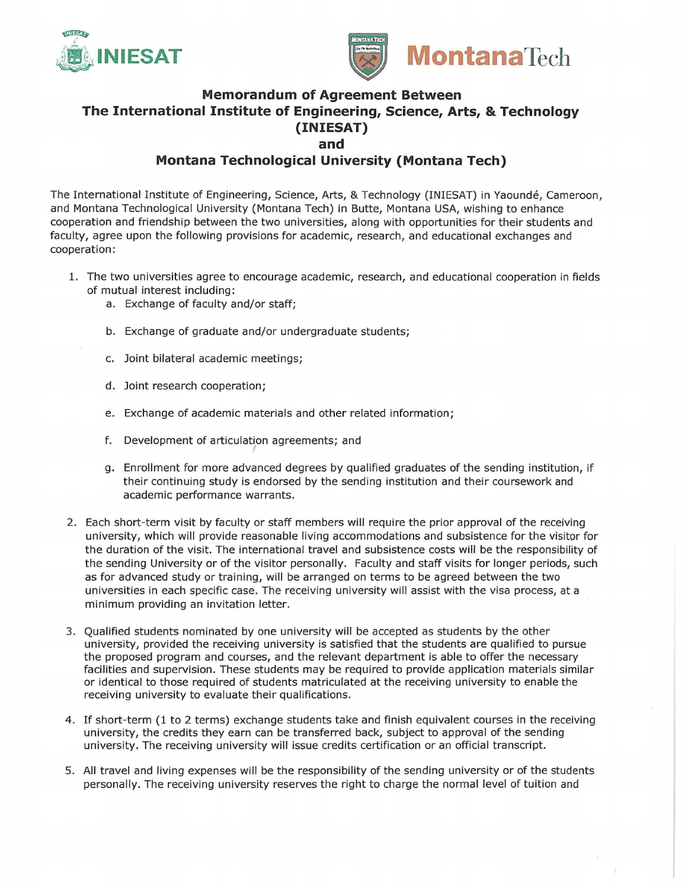# Memorandum of Agreement Between The International Institute of Engineering, Science, Arts, & Technology (INIESAT) and Montana Technological University (Montana Tech)

The International Institute of Engineering, Science, Arts, & Technology (INIESAT) in Yaoundé, Cameroon, and Montana Technological University (Montana Tech) in Butte, Montana USA, wishing to enhance cooperation and friendship between the two universities, along with opportunities for their students and faculty, agree upon the following provisions for academic, research, and educational exchanges and cooperation:

1. The two universities agree to encourage academic, research, and educational cooperation in fields of mutual interest including:
   a. Exchange of faculty and/or staff;
   b. Exchange of graduate and/or undergraduate students;
   c. Joint bilateral academic meetings;
   d. Joint research cooperation;
   e. Exchange of academic materials and other related information;
   f. Development of articulation agreements; and
   g. Enrollment for more advanced degrees by qualified graduates of the sending institution, if their continuing study is endorsed by the sending institution and their coursework and academic performance warrants.

2. Each short-term visit by faculty or staff members will require the prior approval of the receiving university, which will provide reasonable living accommodations and subsistence for the visitor for the duration of the visit. The international travel and subsistence costs will be the responsibility of the sending University or of the visitor personally. Faculty and staff visits for longer periods, such as for advanced study or training, will be arranged on terms to be agreed between the two universities in each specific case. The receiving university will assist with the visa process, at a minimum providing an invitation letter.

3. Qualified students nominated by one university will be accepted as students by the other university, provided the receiving university is satisfied that the students are qualified to pursue the proposed program and courses, and the relevant department is able to offer the necessary facilities and supervision. These students may be required to provide application materials similar or identical to those required of students matriculated at the receiving university to enable the receiving university to evaluate their qualifications.

4. If short-term (1 to 2 terms) exchange students take and finish equivalent courses in the receiving university, the credits they earn can be transferred back, subject to approval of the sending university. The receiving university will issue credits certification or an official transcript.

5. All travel and living expenses will be the responsibility of the sending university or of the students personally. The receiving university reserves the right to charge the normal level of tuition and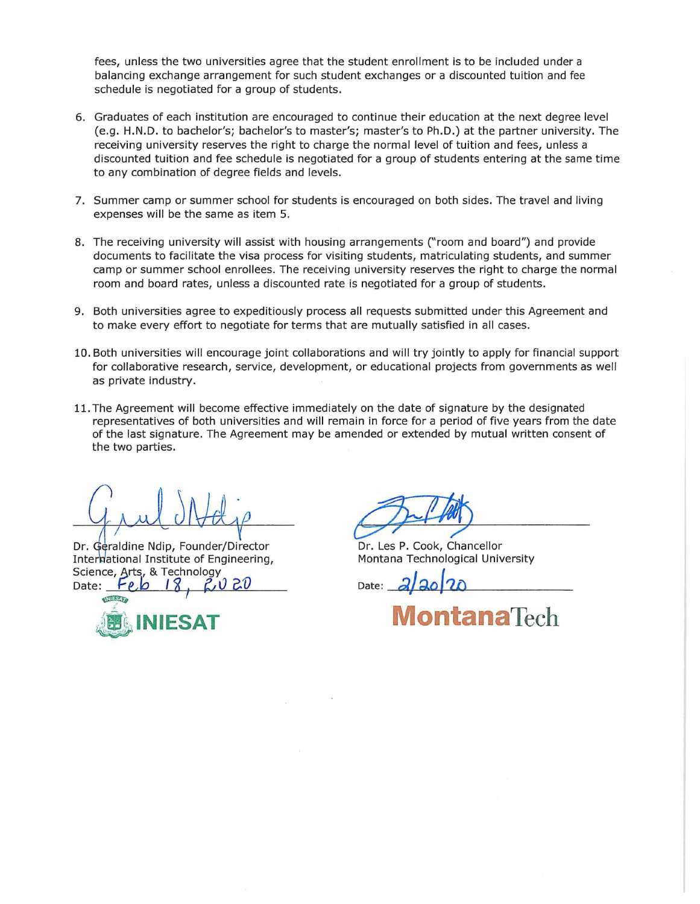fees, unless the two universities agree that the student enrollment is to be included under a balancing exchange arrangement for such student exchanges or a discounted tuition and fee schedule is negotiated for a group of students.

6. Graduates of each institution are encouraged to continue their education at the next degree level (e.g. H.N.D. to bachelor's; bachelor's to master's; master's to Ph.D.) at the partner university. The receiving university reserves the right to charge the normal level of tuition and fees, unless a discounted tuition and fee schedule is negotiated for a group of students entering at the same time to any combination of degree fields and levels.

7. Summer camp or summer school for students is encouraged on both sides. The travel and living expenses will be the same as item 5.

8. The receiving university will assist with housing arrangements ("room and board") and provide documents to facilitate the visa process for visiting students, matriculating students, and summer camp or summer school enrollees. The receiving university reserves the right to charge the normal room and board rates, unless a discounted rate is negotiated for a group of students.

9. Both universities agree to expeditiously process all requests submitted under this Agreement and to make every effort to negotiate for terms that are mutually satisfied in all cases.

10. Both universities will encourage joint collaborations and will try jointly to apply for financial support for collaborative research, service, development, or educational projects from governments as well as private industry.

11. The Agreement will become effective immediately on the date of signature by the designated representatives of both universities and will remain in force for a period of five years from the date of the last signature. The Agreement may be amended or extended by mutual written consent of the two parties.

Dr. Geraldine Ndip, Founder/Director
International Institute of Engineering, Science, Arts, & Technology
Date: Feb 18, 2020

INIESAT

Dr. Les P. Cook, Chancellor
Montana Technological University
Date: 2/20/20

MontanaTech